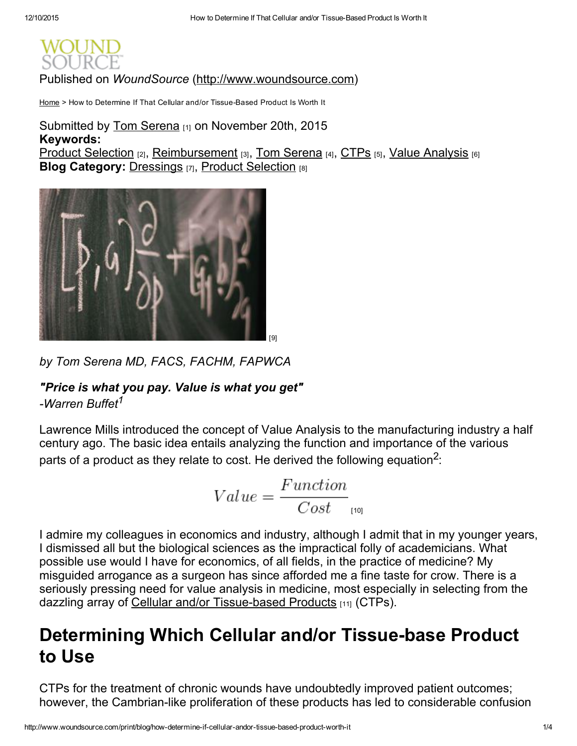WOUND SOURCE

Published on *WoundSource* (http://www.woundsource.com)

Home > How to Determine If That Cellular and/or Tissue-Based Product Is Worth It

Submitted by Tom Serena [1] on November 20th, 2015

**Keywords:**
Product Selection [2], Reimbursement [3], Tom Serena [4], CTPs [5], Value Analysis [6]

**Blog Category:** Dressings [7], Product Selection [8]

[9]

*by Tom Serena MD, FACS, FACHM, FAPWCA*

***"Price is what you pay. Value is what you get"***
*-Warren Buffet[1]*

Lawrence Mills introduced the concept of Value Analysis to the manufacturing industry a half century ago. The basic idea entails analyzing the function and importance of the various parts of a product as they relate to cost. He derived the following equation[2]:

$$Value = \frac{Function}{Cost}$$ [10]

I admire my colleagues in economics and industry, although I admit that in my younger years, I dismissed all but the biological sciences as the impractical folly of academicians. What possible use would I have for economics, of all fields, in the practice of medicine? My misguided arrogance as a surgeon has since afforded me a fine taste for crow. There is a seriously pressing need for value analysis in medicine, most especially in selecting from the dazzling array of Cellular and/or Tissue-based Products [11] (CTPs).

# Determining Which Cellular and/or Tissue-base Product to Use

CTPs for the treatment of chronic wounds have undoubtedly improved patient outcomes; however, the Cambrian-like proliferation of these products has led to considerable confusion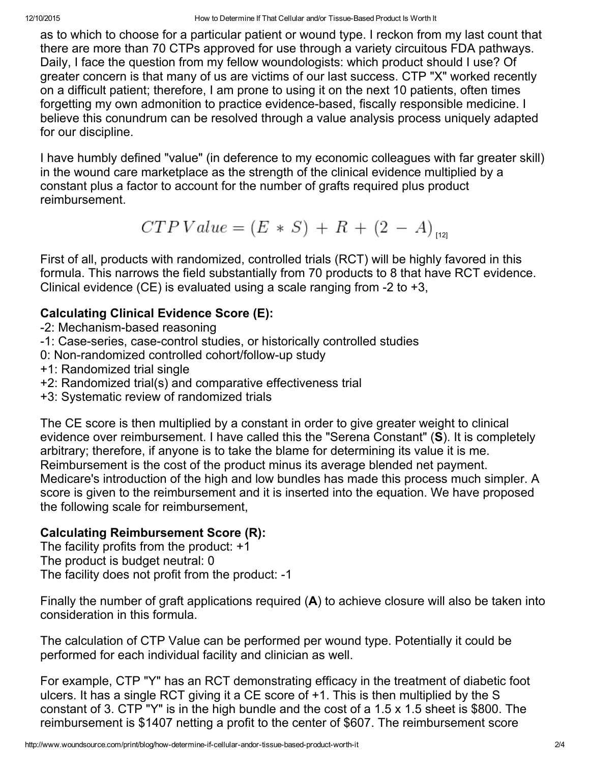as to which to choose for a particular patient or wound type. I reckon from my last count that there are more than 70 CTPs approved for use through a variety circuitous FDA pathways. Daily, I face the question from my fellow woundologists: which product should I use? Of greater concern is that many of us are victims of our last success. CTP "X" worked recently on a difficult patient; therefore, I am prone to using it on the next 10 patients, often times forgetting my own admonition to practice evidence-based, fiscally responsible medicine. I believe this conundrum can be resolved through a value analysis process uniquely adapted for our discipline.

I have humbly defined "value" (in deference to my economic colleagues with far greater skill) in the wound care marketplace as the strength of the clinical evidence multiplied by a constant plus a factor to account for the number of grafts required plus product reimbursement.

$$CTP\,Value = (E * S) + R + (2 - A)$$ [12]

First of all, products with randomized, controlled trials (RCT) will be highly favored in this formula. This narrows the field substantially from 70 products to 8 that have RCT evidence. Clinical evidence (CE) is evaluated using a scale ranging from -2 to +3,

**Calculating Clinical Evidence Score (E):**

-2: Mechanism-based reasoning
-1: Case-series, case-control studies, or historically controlled studies
0: Non-randomized controlled cohort/follow-up study
+1: Randomized trial single
+2: Randomized trial(s) and comparative effectiveness trial
+3: Systematic review of randomized trials

The CE score is then multiplied by a constant in order to give greater weight to clinical evidence over reimbursement. I have called this the "Serena Constant" (**S**). It is completely arbitrary; therefore, if anyone is to take the blame for determining its value it is me. Reimbursement is the cost of the product minus its average blended net payment. Medicare's introduction of the high and low bundles has made this process much simpler. A score is given to the reimbursement and it is inserted into the equation. We have proposed the following scale for reimbursement,

**Calculating Reimbursement Score (R):**

The facility profits from the product: +1
The product is budget neutral: 0
The facility does not profit from the product: -1

Finally the number of graft applications required (**A**) to achieve closure will also be taken into consideration in this formula.

The calculation of CTP Value can be performed per wound type. Potentially it could be performed for each individual facility and clinician as well.

For example, CTP "Y" has an RCT demonstrating efficacy in the treatment of diabetic foot ulcers. It has a single RCT giving it a CE score of +1. This is then multiplied by the S constant of 3. CTP "Y" is in the high bundle and the cost of a 1.5 x 1.5 sheet is $800. The reimbursement is $1407 netting a profit to the center of $607. The reimbursement score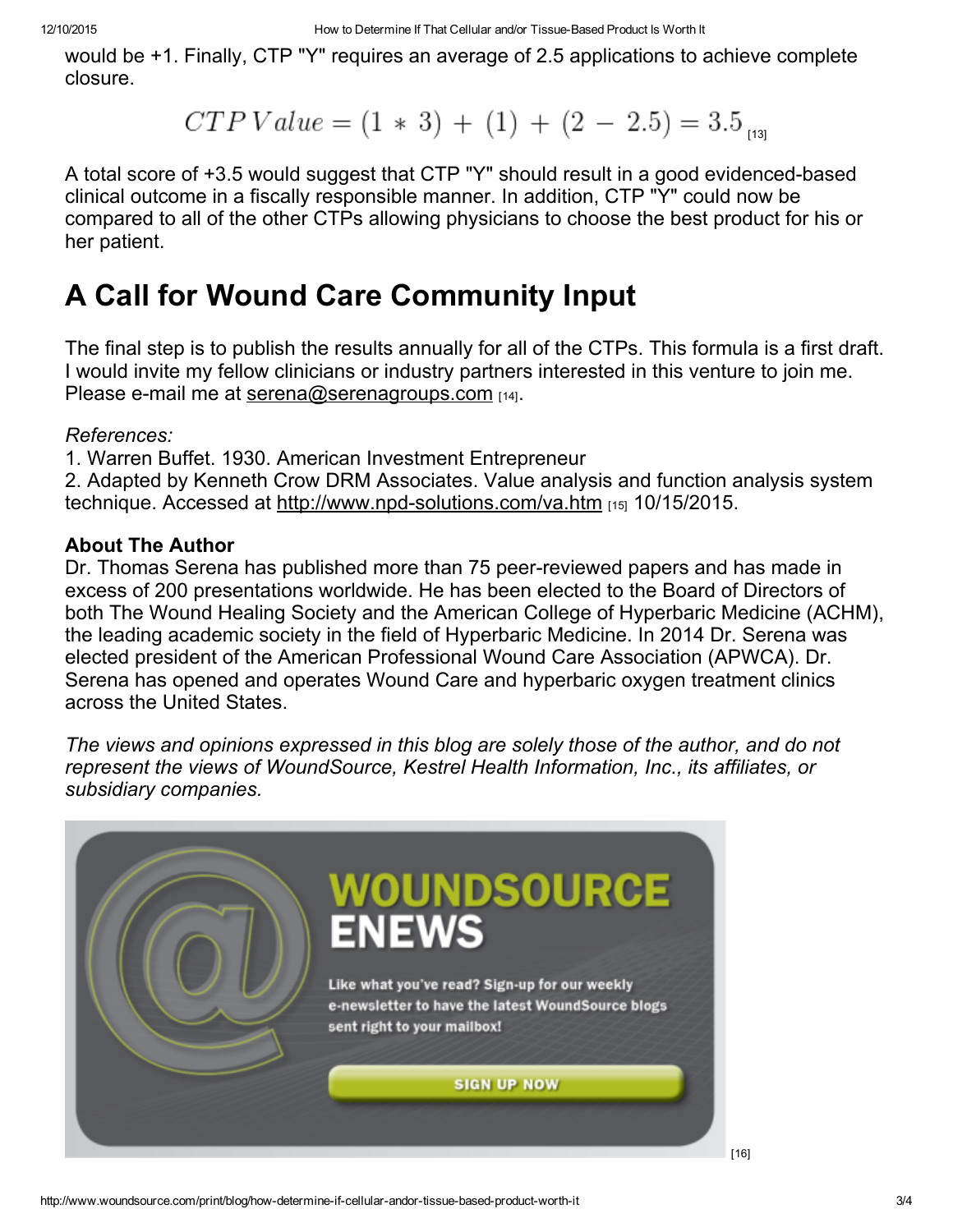would be +1. Finally, CTP "Y" requires an average of 2.5 applications to achieve complete closure.

$$CTP\,Value = (1 * 3) + (1) + (2 - 2.5) = 3.5$$ [13]

A total score of +3.5 would suggest that CTP "Y" should result in a good evidenced-based clinical outcome in a fiscally responsible manner. In addition, CTP "Y" could now be compared to all of the other CTPs allowing physicians to choose the best product for his or her patient.

# A Call for Wound Care Community Input

The final step is to publish the results annually for all of the CTPs. This formula is a first draft. I would invite my fellow clinicians or industry partners interested in this venture to join me. Please e-mail me at serena@serenagroups.com [14].

*References:*

1. Warren Buffet. 1930. American Investment Entrepreneur
2. Adapted by Kenneth Crow DRM Associates. Value analysis and function analysis system technique. Accessed at http://www.npd-solutions.com/va.htm [15] 10/15/2015.

**About The Author**

Dr. Thomas Serena has published more than 75 peer-reviewed papers and has made in excess of 200 presentations worldwide. He has been elected to the Board of Directors of both The Wound Healing Society and the American College of Hyperbaric Medicine (ACHM), the leading academic society in the field of Hyperbaric Medicine. In 2014 Dr. Serena was elected president of the American Professional Wound Care Association (APWCA). Dr. Serena has opened and operates Wound Care and hyperbaric oxygen treatment clinics across the United States.

*The views and opinions expressed in this blog are solely those of the author, and do not represent the views of WoundSource, Kestrel Health Information, Inc., its affiliates, or subsidiary companies.*

WOUNDSOURCE ENEWS

Like what you've read? Sign-up for our weekly e-newsletter to have the latest WoundSource blogs sent right to your mailbox!

SIGN UP NOW

[16]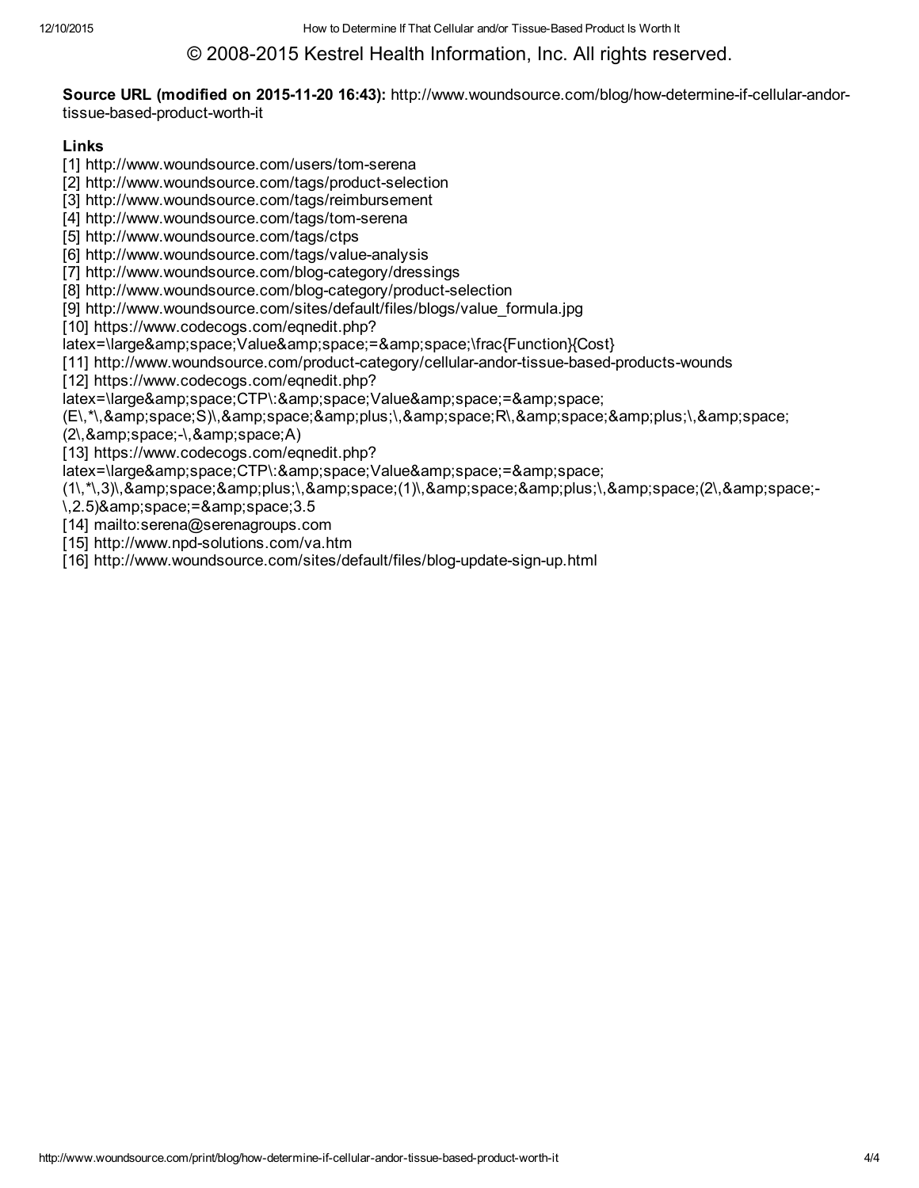© 2008-2015 Kestrel Health Information, Inc. All rights reserved.

**Source URL (modified on 2015-11-20 16:43):** http://www.woundsource.com/blog/how-determine-if-cellular-andor-tissue-based-product-worth-it

**Links**

[1] http://www.woundsource.com/users/tom-serena
[2] http://www.woundsource.com/tags/product-selection
[3] http://www.woundsource.com/tags/reimbursement
[4] http://www.woundsource.com/tags/tom-serena
[5] http://www.woundsource.com/tags/ctps
[6] http://www.woundsource.com/tags/value-analysis
[7] http://www.woundsource.com/blog-category/dressings
[8] http://www.woundsource.com/blog-category/product-selection
[9] http://www.woundsource.com/sites/default/files/blogs/value_formula.jpg
[10] https://www.codecogs.com/eqnedit.php?latex=\large&amp;space;Value&amp;space;=&amp;space;\frac{Function}{Cost}
[11] http://www.woundsource.com/product-category/cellular-andor-tissue-based-products-wounds
[12] https://www.codecogs.com/eqnedit.php?latex=\large&amp;space;CTP\:&amp;space;Value&amp;space;=&amp;space;(E\,*\,&amp;space;S)\,&amp;space;&amp;plus;\,&amp;space;R\,&amp;space;&amp;plus;\,&amp;space;(2\,&amp;space;-\,&amp;space;A)
[13] https://www.codecogs.com/eqnedit.php?latex=\large&amp;space;CTP\:&amp;space;Value&amp;space;=&amp;space;(1\,*\,3)\,&amp;space;&amp;plus;\,&amp;space;(1)\,&amp;space;&amp;plus;\,&amp;space;(2\,&amp;space;-\,2.5)&amp;space;=&amp;space;3.5
[14] mailto:serena@serenagroups.com
[15] http://www.npd-solutions.com/va.htm
[16] http://www.woundsource.com/sites/default/files/blog-update-sign-up.html